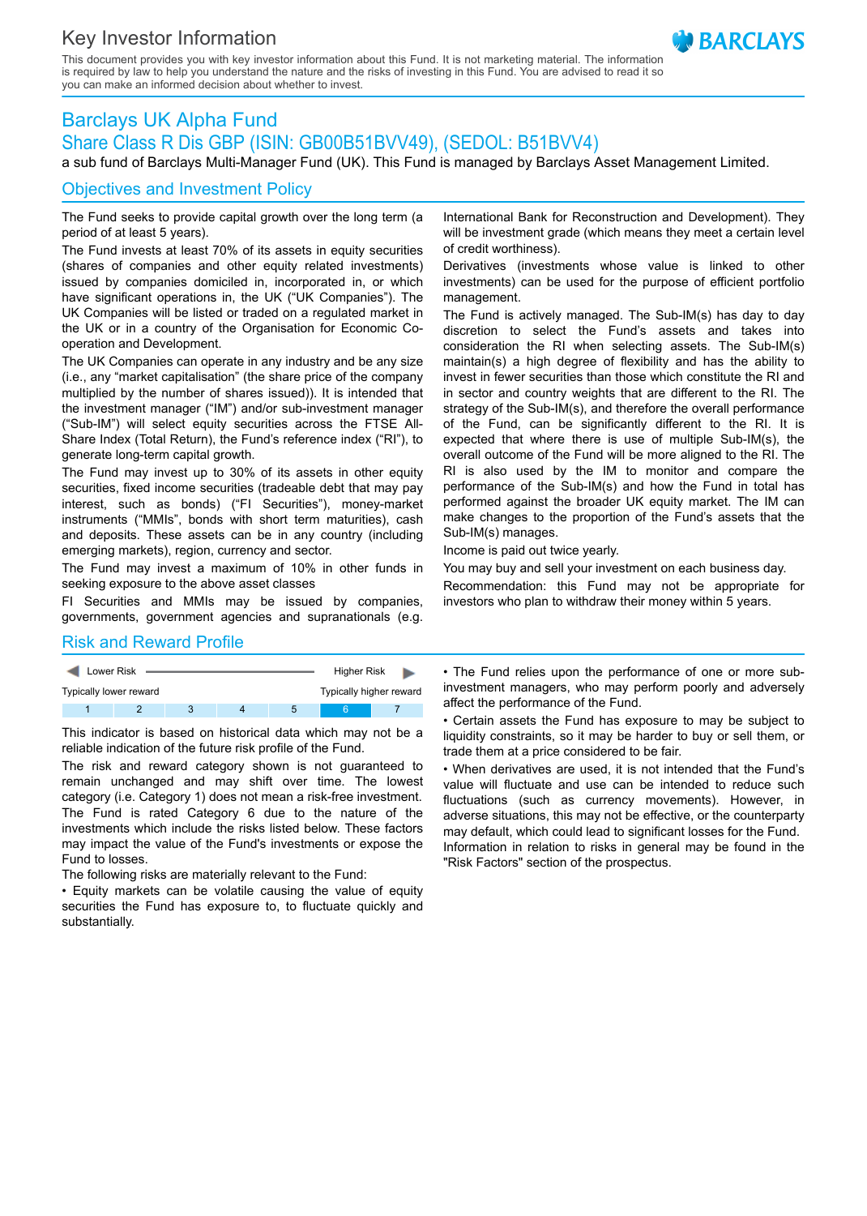# Key Investor Information

This document provides you with key investor information about this Fund. It is not marketing material. The information is required by law to help you understand the nature and the risks of investing in this Fund. You are advised to read it so you can make an informed decision about whether to invest.

BARCLAYS

## Barclays UK Alpha Fund

## Share Class R Dis GBP (ISIN: GB00B51BVV49), (SEDOL: B51BVV4)

a sub fund of Barclays Multi-Manager Fund (UK). This Fund is managed by Barclays Asset Management Limited.

## Objectives and Investment Policy

The Fund seeks to provide capital growth over the long term (a period of at least 5 years).

The Fund invests at least 70% of its assets in equity securities (shares of companies and other equity related investments) issued by companies domiciled in, incorporated in, or which have significant operations in, the UK ("UK Companies"). The UK Companies will be listed or traded on a regulated market in the UK or in a country of the Organisation for Economic Co-operation and Development.

The UK Companies can operate in any industry and be any size (i.e., any "market capitalisation" (the share price of the company multiplied by the number of shares issued)). It is intended that the investment manager ("IM") and/or sub-investment manager ("Sub-IM") will select equity securities across the FTSE All-Share Index (Total Return), the Fund's reference index ("RI"), to generate long-term capital growth.

The Fund may invest up to 30% of its assets in other equity securities, fixed income securities (tradeable debt that may pay interest, such as bonds) ("FI Securities"), money-market instruments ("MMIs", bonds with short term maturities), cash and deposits. These assets can be in any country (including emerging markets), region, currency and sector.

The Fund may invest a maximum of 10% in other funds in seeking exposure to the above asset classes

FI Securities and MMIs may be issued by companies, governments, government agencies and supranationals (e.g. International Bank for Reconstruction and Development). They will be investment grade (which means they meet a certain level of credit worthiness).

Derivatives (investments whose value is linked to other investments) can be used for the purpose of efficient portfolio management.

The Fund is actively managed. The Sub-IM(s) has day to day discretion to select the Fund's assets and takes into consideration the RI when selecting assets. The Sub-IM(s) maintain(s) a high degree of flexibility and has the ability to invest in fewer securities than those which constitute the RI and in sector and country weights that are different to the RI. The strategy of the Sub-IM(s), and therefore the overall performance of the Fund, can be significantly different to the RI. It is expected that where there is use of multiple Sub-IM(s), the overall outcome of the Fund will be more aligned to the RI. The RI is also used by the IM to monitor and compare the performance of the Sub-IM(s) and how the Fund in total has performed against the broader UK equity market. The IM can make changes to the proportion of the Fund's assets that the Sub-IM(s) manages.

Income is paid out twice yearly.

You may buy and sell your investment on each business day.

Recommendation: this Fund may not be appropriate for investors who plan to withdraw their money within 5 years.

## Risk and Reward Profile

| Lower Risk | | | | | | Higher Risk |
|---|---|---|---|---|---|---|
| Typically lower reward | | | | | | Typically higher reward |
| 1 | 2 | 3 | 4 | 5 | **6** | 7 |

This indicator is based on historical data which may not be a reliable indication of the future risk profile of the Fund.

The risk and reward category shown is not guaranteed to remain unchanged and may shift over time. The lowest category (i.e. Category 1) does not mean a risk-free investment.

The Fund is rated Category 6 due to the nature of the investments which include the risks listed below. These factors may impact the value of the Fund's investments or expose the Fund to losses.

The following risks are materially relevant to the Fund:

- Equity markets can be volatile causing the value of equity securities the Fund has exposure to, to fluctuate quickly and substantially.
- The Fund relies upon the performance of one or more sub-investment managers, who may perform poorly and adversely affect the performance of the Fund.
- Certain assets the Fund has exposure to may be subject to liquidity constraints, so it may be harder to buy or sell them, or trade them at a price considered to be fair.
- When derivatives are used, it is not intended that the Fund's value will fluctuate and use can be intended to reduce such fluctuations (such as currency movements). However, in adverse situations, this may not be effective, or the counterparty may default, which could lead to significant losses for the Fund.

Information in relation to risks in general may be found in the "Risk Factors" section of the prospectus.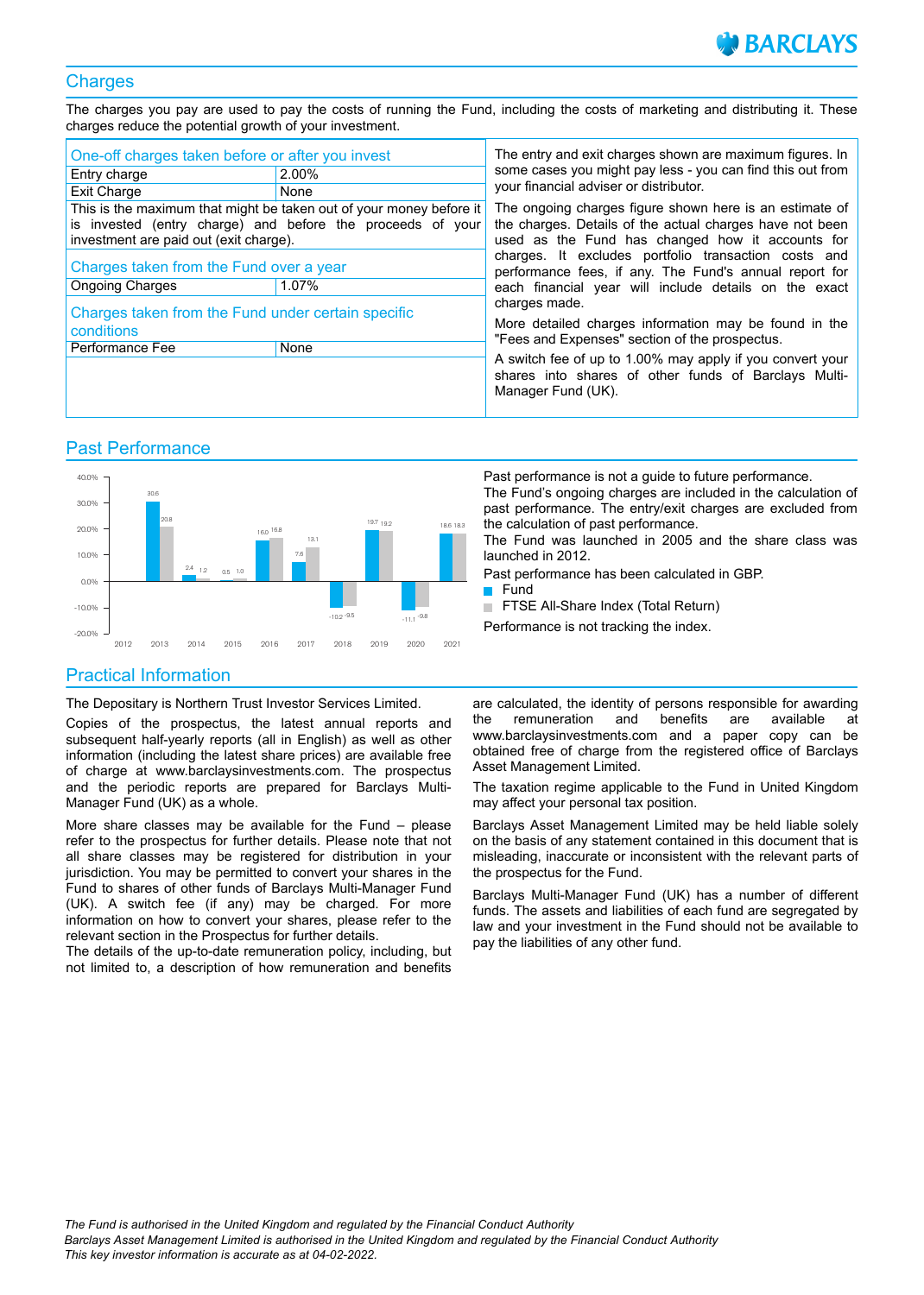## Charges

The charges you pay are used to pay the costs of running the Fund, including the costs of marketing and distributing it. These charges reduce the potential growth of your investment.

| One-off charges taken before or after you invest | |
|---|---|
| Entry charge | 2.00% |
| Exit Charge | None |

This is the maximum that might be taken out of your money before it is invested (entry charge) and before the proceeds of your investment are paid out (exit charge).

| Charges taken from the Fund over a year | |
|---|---|
| Ongoing Charges | 1.07% |

| Charges taken from the Fund under certain specific conditions | |
|---|---|
| Performance Fee | None |

The entry and exit charges shown are maximum figures. In some cases you might pay less - you can find this out from your financial adviser or distributor.

The ongoing charges figure shown here is an estimate of the charges. Details of the actual charges have not been used as the Fund has changed how it accounts for charges. It excludes portfolio transaction costs and performance fees, if any. The Fund's annual report for each financial year will include details on the exact charges made.

More detailed charges information may be found in the "Fees and Expenses" section of the prospectus.

A switch fee of up to 1.00% may apply if you convert your shares into shares of other funds of Barclays Multi-Manager Fund (UK).

## Past Performance

40.0%
30.0%
20.0%
10.0%
0.0%
-10.0%
-20.0%

30.6 20.8
2.4 1.2
0.5 1.0
16.0 16.8
7.6 13.1
-10.2 -9.5
19.7 19.2
-11.1 -9.8
18.6 18.3

2012 2013 2014 2015 2016 2017 2018 2019 2020 2021

Past performance is not a guide to future performance.
The Fund's ongoing charges are included in the calculation of past performance. The entry/exit charges are excluded from the calculation of past performance.
The Fund was launched in 2005 and the share class was launched in 2012.

Past performance has been calculated in GBP.

- Fund
- FTSE All-Share Index (Total Return)

Performance is not tracking the index.

## Practical Information

The Depositary is Northern Trust Investor Services Limited.

Copies of the prospectus, the latest annual reports and subsequent half-yearly reports (all in English) as well as other information (including the latest share prices) are available free of charge at www.barclaysinvestments.com. The prospectus and the periodic reports are prepared for Barclays Multi-Manager Fund (UK) as a whole.

More share classes may be available for the Fund – please refer to the prospectus for further details. Please note that not all share classes may be registered for distribution in your jurisdiction. You may be permitted to convert your shares in the Fund to shares of other funds of Barclays Multi-Manager Fund (UK). A switch fee (if any) may be charged. For more information on how to convert your shares, please refer to the relevant section in the Prospectus for further details.

The details of the up-to-date remuneration policy, including, but not limited to, a description of how remuneration and benefits are calculated, the identity of persons responsible for awarding the remuneration and benefits are available at www.barclaysinvestments.com and a paper copy can be obtained free of charge from the registered office of Barclays Asset Management Limited.

The taxation regime applicable to the Fund in United Kingdom may affect your personal tax position.

Barclays Asset Management Limited may be held liable solely on the basis of any statement contained in this document that is misleading, inaccurate or inconsistent with the relevant parts of the prospectus for the Fund.

Barclays Multi-Manager Fund (UK) has a number of different funds. The assets and liabilities of each fund are segregated by law and your investment in the Fund should not be available to pay the liabilities of any other fund.

*The Fund is authorised in the United Kingdom and regulated by the Financial Conduct Authority*
*Barclays Asset Management Limited is authorised in the United Kingdom and regulated by the Financial Conduct Authority*
*This key investor information is accurate as at 04-02-2022.*